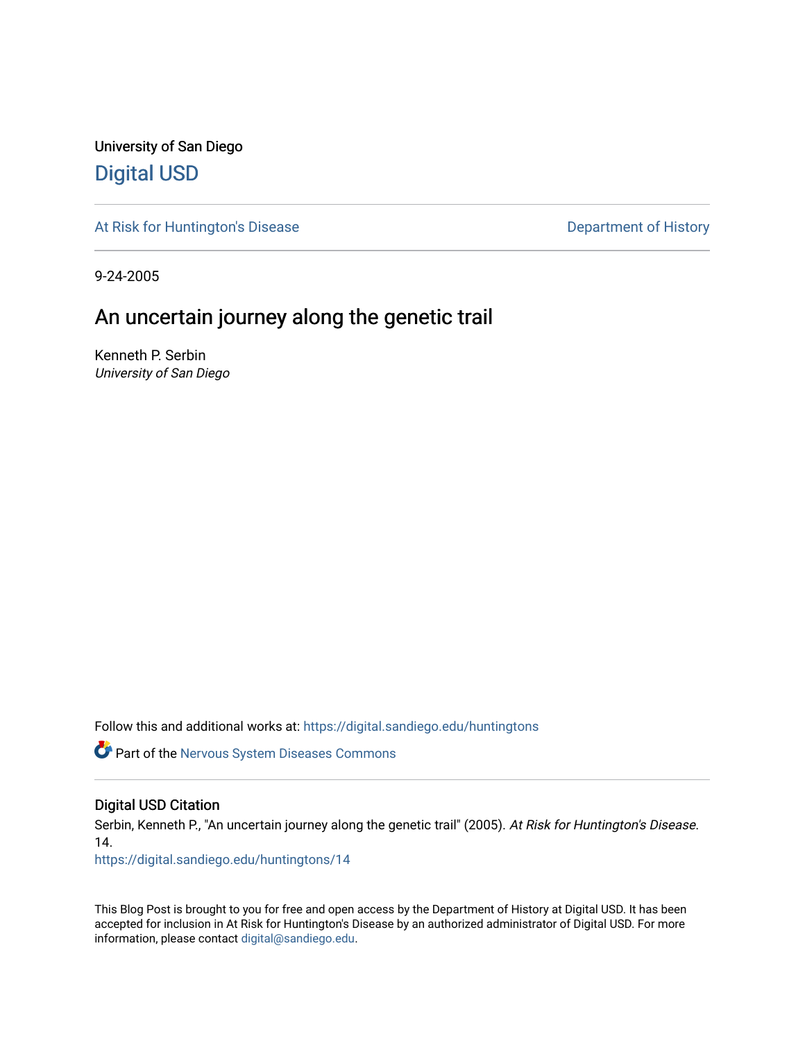University of San Diego

## Digital USD

At Risk for Huntington's Disease | Department of History

9-24-2005

# An uncertain journey along the genetic trail

Kenneth P. Serbin
*University of San Diego*

Follow this and additional works at: https://digital.sandiego.edu/huntingtons

Part of the Nervous System Diseases Commons

### Digital USD Citation

Serbin, Kenneth P., "An uncertain journey along the genetic trail" (2005). *At Risk for Huntington's Disease*. 14.
https://digital.sandiego.edu/huntingtons/14

This Blog Post is brought to you for free and open access by the Department of History at Digital USD. It has been accepted for inclusion in At Risk for Huntington's Disease by an authorized administrator of Digital USD. For more information, please contact digital@sandiego.edu.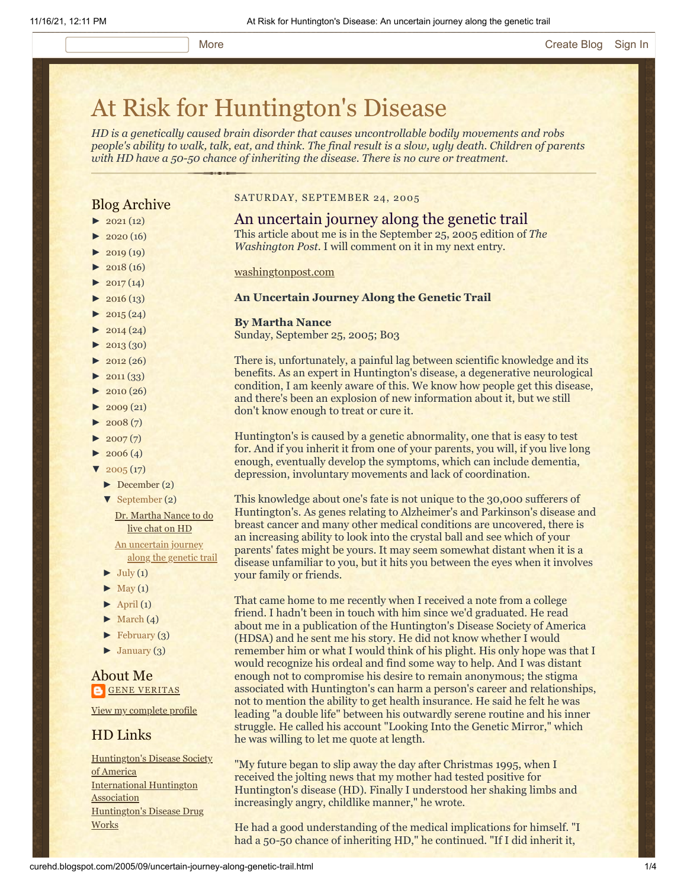# At Risk for Huntington's Disease

*HD is a genetically caused brain disorder that causes uncontrollable bodily movements and robs people's ability to walk, talk, eat, and think. The final result is a slow, ugly death. Children of parents with HD have a 50-50 chance of inheriting the disease. There is no cure or treatment.*

## Blog Archive

- ► 2021 (12)
- ► 2020 (16)
- ► 2019 (19)
- ► 2018 (16)
- ► 2017 (14)
- ► 2016 (13)
- ► 2015 (24)
- ► 2014 (24)
- ► 2013 (30)
- ► 2012 (26)
- ► 2011 (33)
- ► 2010 (26)
- ► 2009 (21)
- ► 2008 (7)
- ► 2007 (7)
- ► 2006 (4)
- ▼ 2005 (17)
  - ► December (2)
  - ▼ September (2)
    - Dr. Martha Nance to do live chat on HD
    - An uncertain journey along the genetic trail
  - ► July (1)
  - ► May (1)
  - ► April (1)
  - ► March (4)
  - ► February (3)
  - ► January (3)

## About Me

GENE VERITAS

View my complete profile

## HD Links

Huntington's Disease Society of America
International Huntington Association
Huntington's Disease Drug Works

SATURDAY, SEPTEMBER 24, 2005

## An uncertain journey along the genetic trail

This article about me is in the September 25, 2005 edition of *The Washington Post*. I will comment on it in my next entry.

washingtonpost.com

**An Uncertain Journey Along the Genetic Trail**

**By Martha Nance**
Sunday, September 25, 2005; B03

There is, unfortunately, a painful lag between scientific knowledge and its benefits. As an expert in Huntington's disease, a degenerative neurological condition, I am keenly aware of this. We know how people get this disease, and there's been an explosion of new information about it, but we still don't know enough to treat or cure it.

Huntington's is caused by a genetic abnormality, one that is easy to test for. And if you inherit it from one of your parents, you will, if you live long enough, eventually develop the symptoms, which can include dementia, depression, involuntary movements and lack of coordination.

This knowledge about one's fate is not unique to the 30,000 sufferers of Huntington's. As genes relating to Alzheimer's and Parkinson's disease and breast cancer and many other medical conditions are uncovered, there is an increasing ability to look into the crystal ball and see which of your parents' fates might be yours. It may seem somewhat distant when it is a disease unfamiliar to you, but it hits you between the eyes when it involves your family or friends.

That came home to me recently when I received a note from a college friend. I hadn't been in touch with him since we'd graduated. He read about me in a publication of the Huntington's Disease Society of America (HDSA) and he sent me his story. He did not know whether I would remember him or what I would think of his plight. His only hope was that I would recognize his ordeal and find some way to help. And I was distant enough not to compromise his desire to remain anonymous; the stigma associated with Huntington's can harm a person's career and relationships, not to mention the ability to get health insurance. He said he felt he was leading "a double life" between his outwardly serene routine and his inner struggle. He called his account "Looking Into the Genetic Mirror," which he was willing to let me quote at length.

"My future began to slip away the day after Christmas 1995, when I received the jolting news that my mother had tested positive for Huntington's disease (HD). Finally I understood her shaking limbs and increasingly angry, childlike manner," he wrote.

He had a good understanding of the medical implications for himself. "I had a 50-50 chance of inheriting HD," he continued. "If I did inherit it,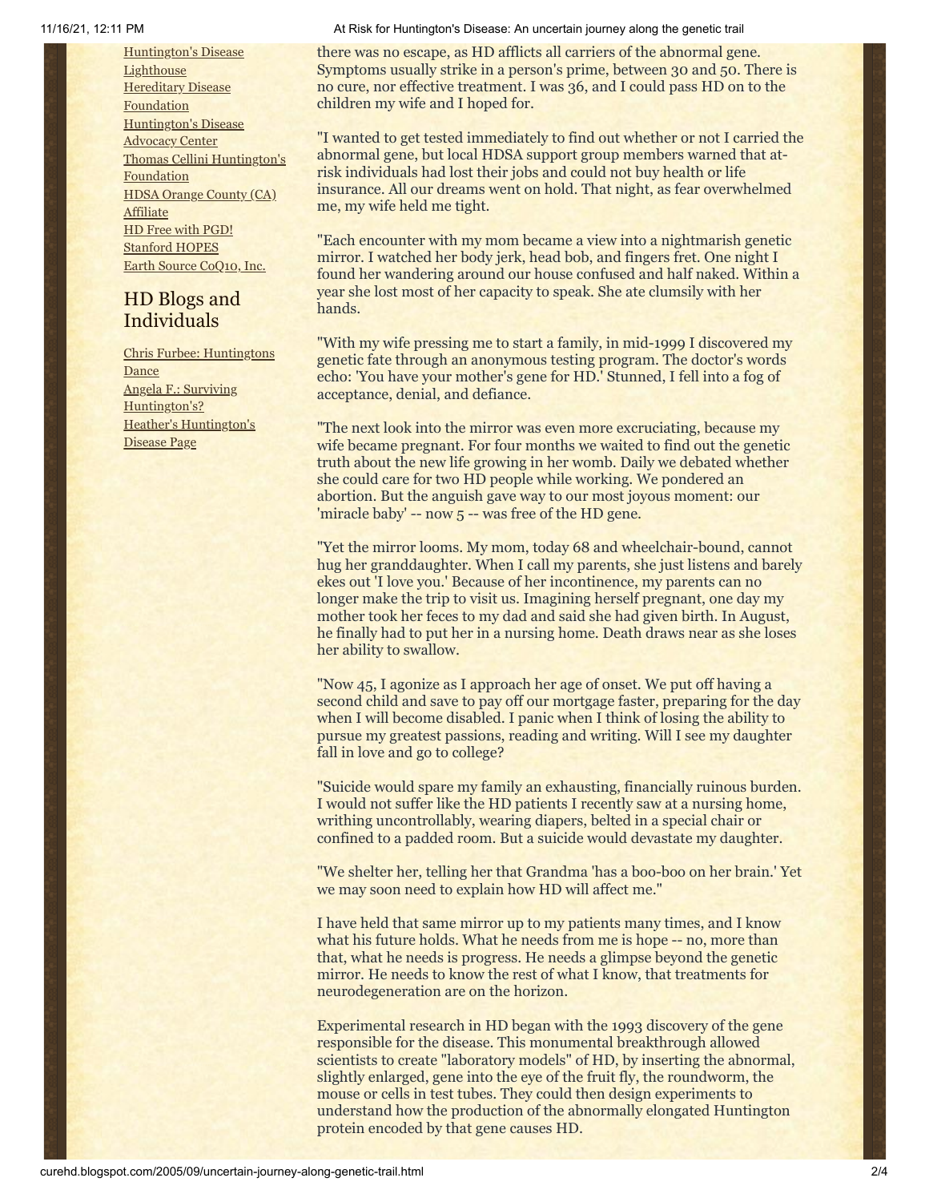Huntington's Disease Lighthouse
Hereditary Disease Foundation
Huntington's Disease Advocacy Center
Thomas Cellini Huntington's Foundation
HDSA Orange County (CA) Affiliate
HD Free with PGD!
Stanford HOPES
Earth Source CoQ10, Inc.

## HD Blogs and Individuals

Chris Furbee: Huntingtons Dance
Angela F.: Surviving Huntington's?
Heather's Huntington's Disease Page

there was no escape, as HD afflicts all carriers of the abnormal gene. Symptoms usually strike in a person's prime, between 30 and 50. There is no cure, nor effective treatment. I was 36, and I could pass HD on to the children my wife and I hoped for.

"I wanted to get tested immediately to find out whether or not I carried the abnormal gene, but local HDSA support group members warned that at-risk individuals had lost their jobs and could not buy health or life insurance. All our dreams went on hold. That night, as fear overwhelmed me, my wife held me tight.

"Each encounter with my mom became a view into a nightmarish genetic mirror. I watched her body jerk, head bob, and fingers fret. One night I found her wandering around our house confused and half naked. Within a year she lost most of her capacity to speak. She ate clumsily with her hands.

"With my wife pressing me to start a family, in mid-1999 I discovered my genetic fate through an anonymous testing program. The doctor's words echo: 'You have your mother's gene for HD.' Stunned, I fell into a fog of acceptance, denial, and defiance.

"The next look into the mirror was even more excruciating, because my wife became pregnant. For four months we waited to find out the genetic truth about the new life growing in her womb. Daily we debated whether she could care for two HD people while working. We pondered an abortion. But the anguish gave way to our most joyous moment: our 'miracle baby' -- now 5 -- was free of the HD gene.

"Yet the mirror looms. My mom, today 68 and wheelchair-bound, cannot hug her granddaughter. When I call my parents, she just listens and barely ekes out 'I love you.' Because of her incontinence, my parents can no longer make the trip to visit us. Imagining herself pregnant, one day my mother took her feces to my dad and said she had given birth. In August, he finally had to put her in a nursing home. Death draws near as she loses her ability to swallow.

"Now 45, I agonize as I approach her age of onset. We put off having a second child and save to pay off our mortgage faster, preparing for the day when I will become disabled. I panic when I think of losing the ability to pursue my greatest passions, reading and writing. Will I see my daughter fall in love and go to college?

"Suicide would spare my family an exhausting, financially ruinous burden. I would not suffer like the HD patients I recently saw at a nursing home, writhing uncontrollably, wearing diapers, belted in a special chair or confined to a padded room. But a suicide would devastate my daughter.

"We shelter her, telling her that Grandma 'has a boo-boo on her brain.' Yet we may soon need to explain how HD will affect me."

I have held that same mirror up to my patients many times, and I know what his future holds. What he needs from me is hope -- no, more than that, what he needs is progress. He needs a glimpse beyond the genetic mirror. He needs to know the rest of what I know, that treatments for neurodegeneration are on the horizon.

Experimental research in HD began with the 1993 discovery of the gene responsible for the disease. This monumental breakthrough allowed scientists to create "laboratory models" of HD, by inserting the abnormal, slightly enlarged, gene into the eye of the fruit fly, the roundworm, the mouse or cells in test tubes. They could then design experiments to understand how the production of the abnormally elongated Huntington protein encoded by that gene causes HD.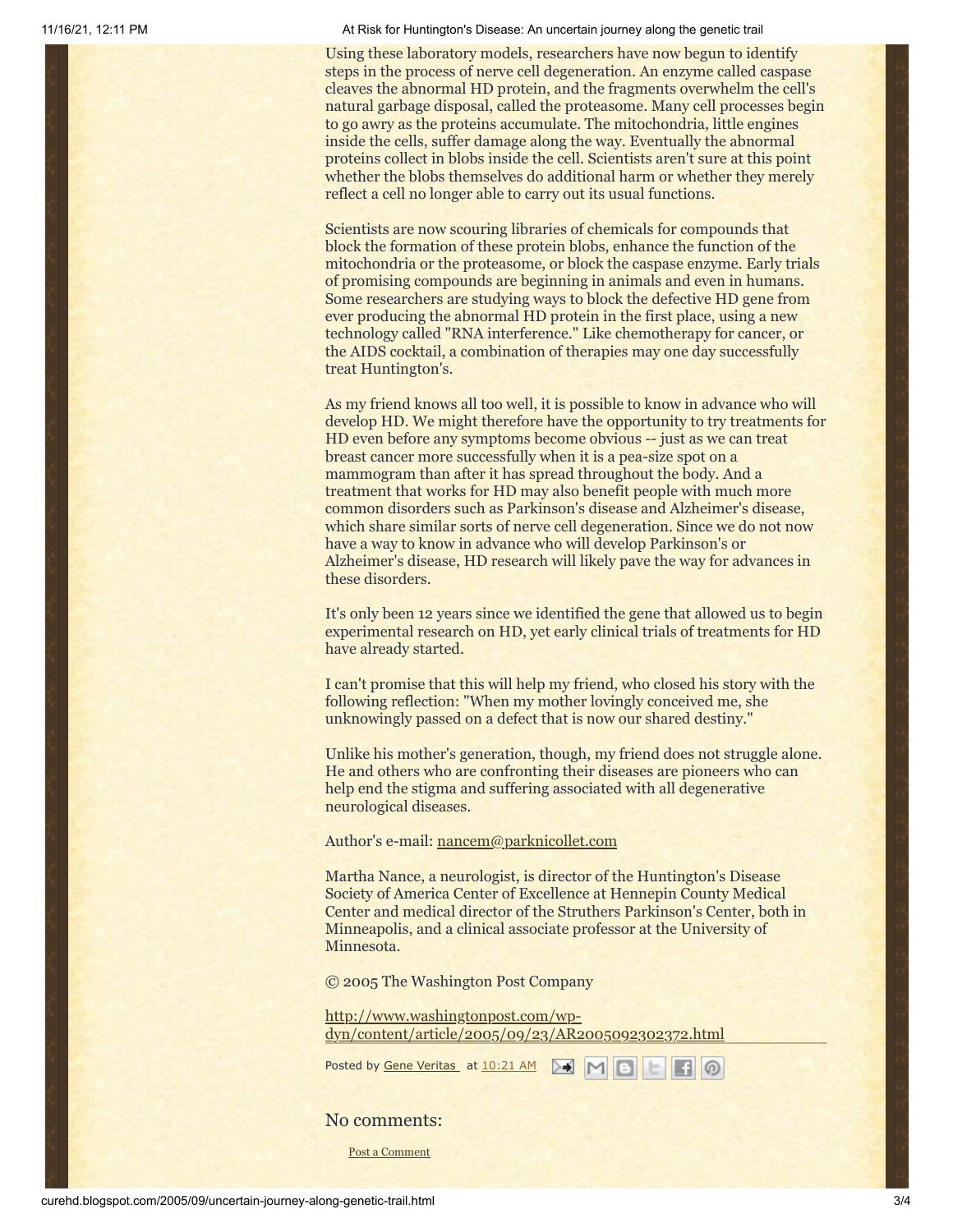Using these laboratory models, researchers have now begun to identify steps in the process of nerve cell degeneration. An enzyme called caspase cleaves the abnormal HD protein, and the fragments overwhelm the cell's natural garbage disposal, called the proteasome. Many cell processes begin to go awry as the proteins accumulate. The mitochondria, little engines inside the cells, suffer damage along the way. Eventually the abnormal proteins collect in blobs inside the cell. Scientists aren't sure at this point whether the blobs themselves do additional harm or whether they merely reflect a cell no longer able to carry out its usual functions.

Scientists are now scouring libraries of chemicals for compounds that block the formation of these protein blobs, enhance the function of the mitochondria or the proteasome, or block the caspase enzyme. Early trials of promising compounds are beginning in animals and even in humans. Some researchers are studying ways to block the defective HD gene from ever producing the abnormal HD protein in the first place, using a new technology called "RNA interference." Like chemotherapy for cancer, or the AIDS cocktail, a combination of therapies may one day successfully treat Huntington's.

As my friend knows all too well, it is possible to know in advance who will develop HD. We might therefore have the opportunity to try treatments for HD even before any symptoms become obvious -- just as we can treat breast cancer more successfully when it is a pea-size spot on a mammogram than after it has spread throughout the body. And a treatment that works for HD may also benefit people with much more common disorders such as Parkinson's disease and Alzheimer's disease, which share similar sorts of nerve cell degeneration. Since we do not now have a way to know in advance who will develop Parkinson's or Alzheimer's disease, HD research will likely pave the way for advances in these disorders.

It's only been 12 years since we identified the gene that allowed us to begin experimental research on HD, yet early clinical trials of treatments for HD have already started.

I can't promise that this will help my friend, who closed his story with the following reflection: "When my mother lovingly conceived me, she unknowingly passed on a defect that is now our shared destiny."

Unlike his mother's generation, though, my friend does not struggle alone. He and others who are confronting their diseases are pioneers who can help end the stigma and suffering associated with all degenerative neurological diseases.

Author's e-mail: nancem@parknicollet.com

Martha Nance, a neurologist, is director of the Huntington's Disease Society of America Center of Excellence at Hennepin County Medical Center and medical director of the Struthers Parkinson's Center, both in Minneapolis, and a clinical associate professor at the University of Minnesota.

© 2005 The Washington Post Company

http://www.washingtonpost.com/wp-dyn/content/article/2005/09/23/AR2005092302372.html

Posted by Gene Veritas at 10:21 AM

## No comments:

Post a Comment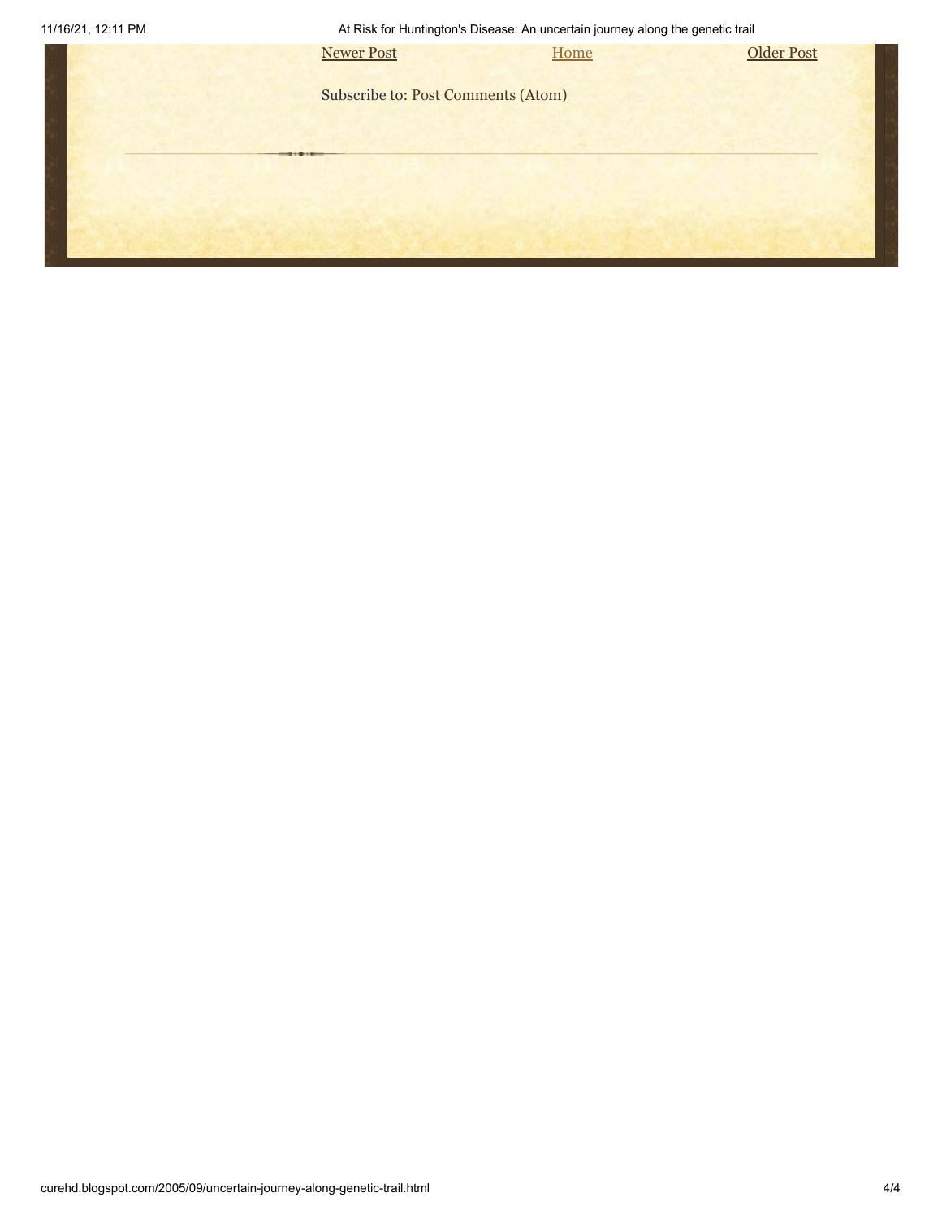Newer Post Home Older Post

Subscribe to: Post Comments (Atom)